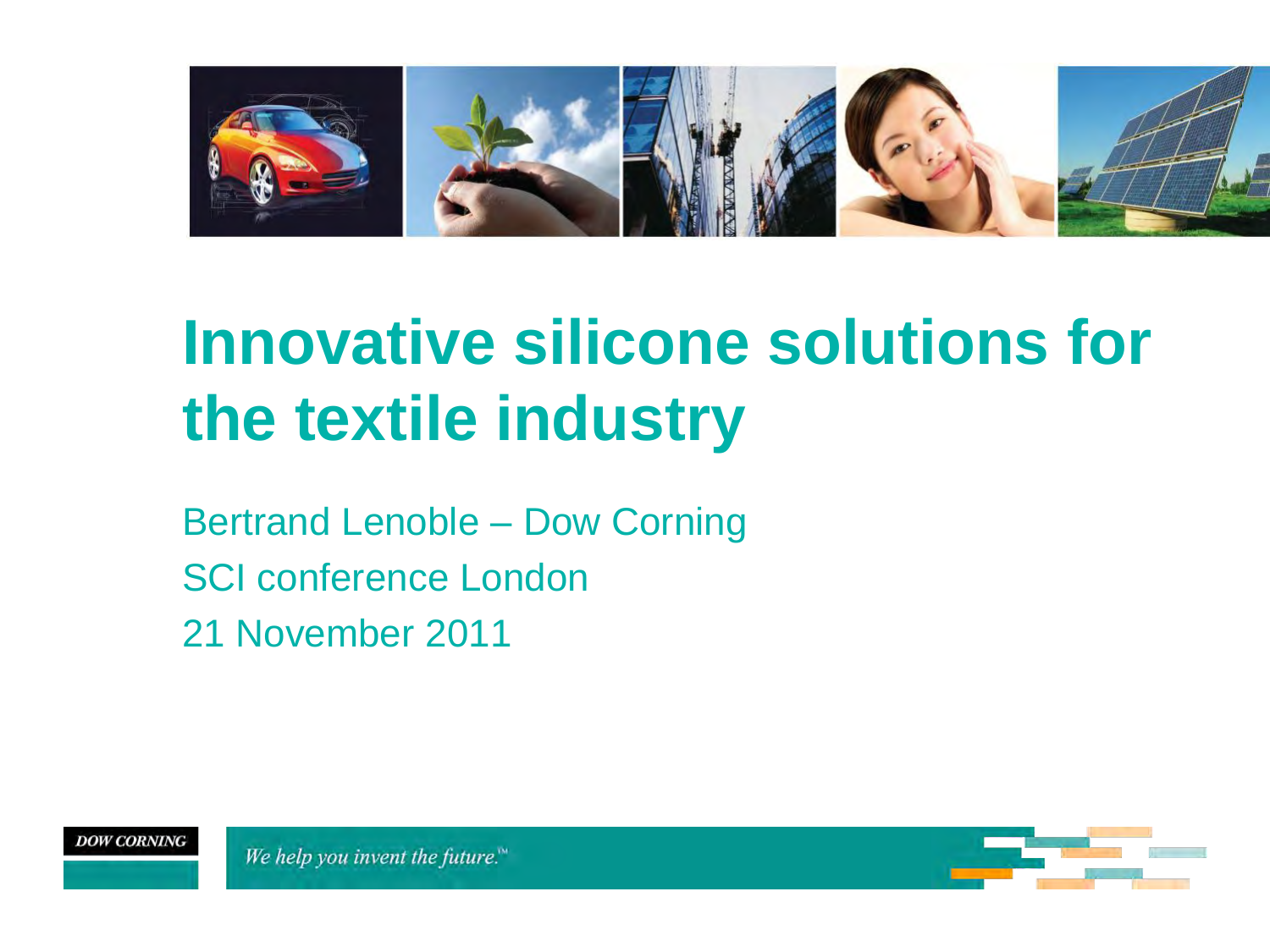# Innovative silicone solutions for the textile industry

Bertrand Lenoble – Dow Corning

SCI conference London

21 November 2011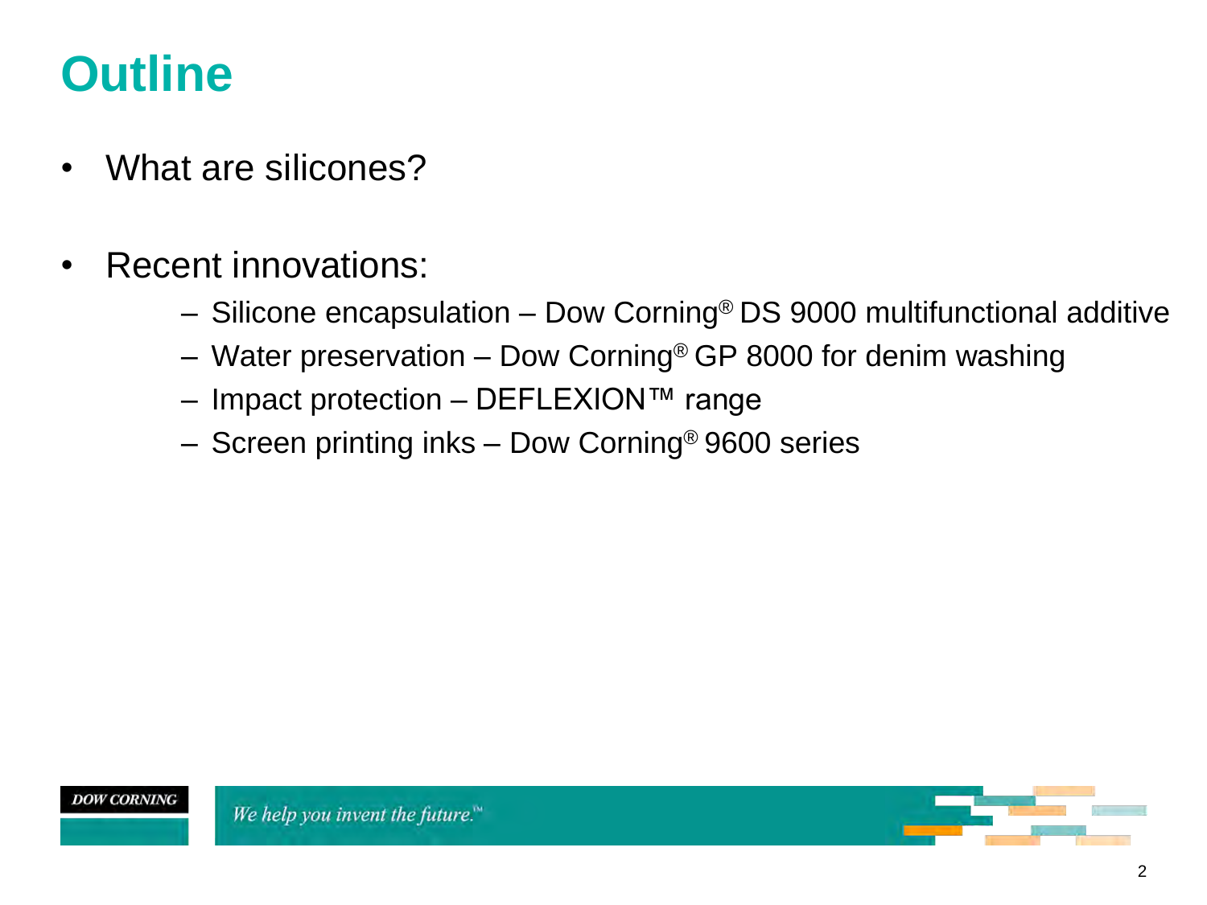# Outline

- What are silicones?
- Recent innovations:
  - Silicone encapsulation – Dow Corning® DS 9000 multifunctional additive
  - Water preservation – Dow Corning® GP 8000 for denim washing
  - Impact protection – DEFLEXION™ range
  - Screen printing inks – Dow Corning® 9600 series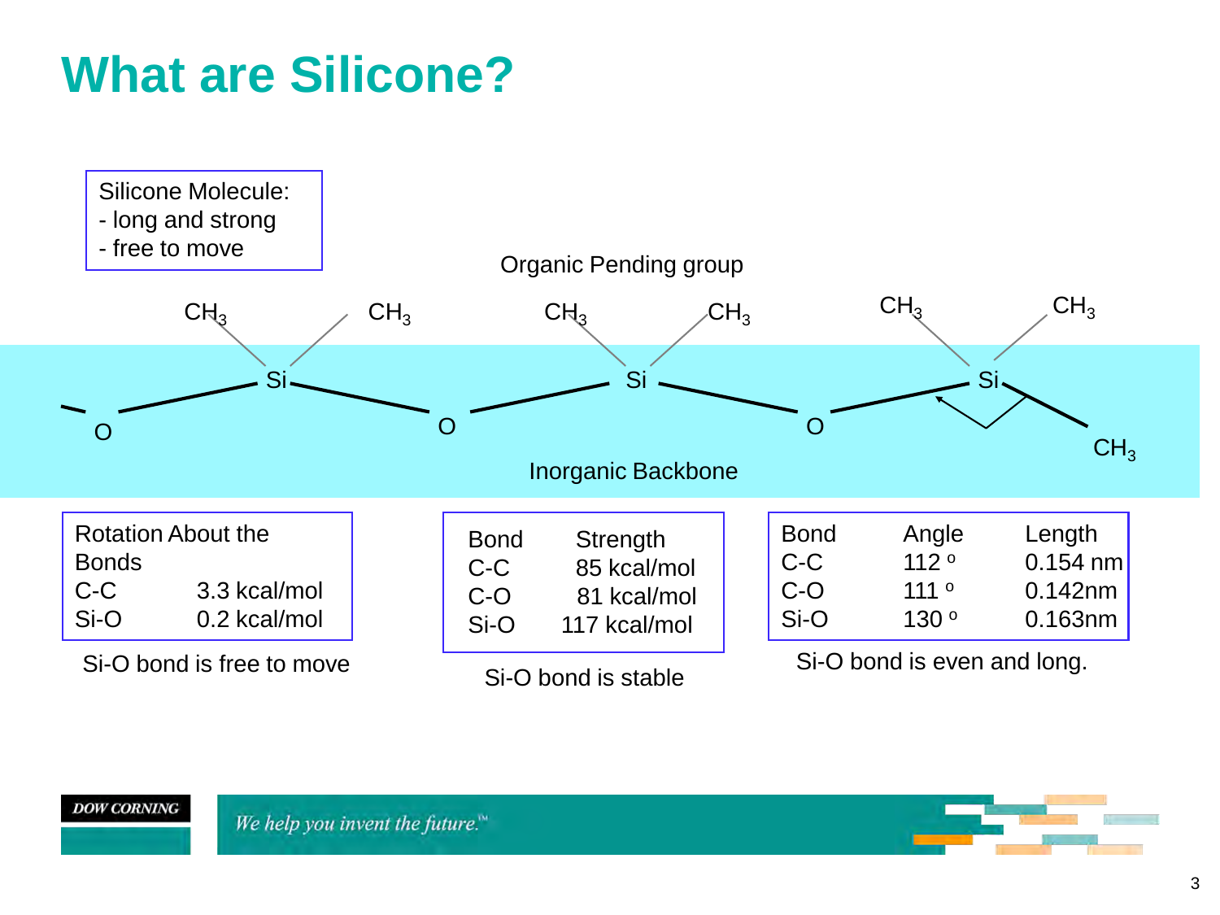# What are Silicone?

Silicone Molecule:
- long and strong
- free to move

Organic Pending group

$CH_3$ $CH_3$ $CH_3$ $CH_3$ $CH_3$ $CH_3$

O Si O Si O Si $CH_3$

Inorganic Backbone

| Rotation About the Bonds | |
|---|---|
| C-C | 3.3 kcal/mol |
| Si-O | 0.2 kcal/mol |

Si-O bond is free to move

| Bond | Strength |
|---|---|
| C-C | 85 kcal/mol |
| C-O | 81 kcal/mol |
| Si-O | 117 kcal/mol |

Si-O bond is stable

| Bond | Angle | Length |
|---|---|---|
| C-C | 112 ° | 0.154 nm |
| C-O | 111 ° | 0.142nm |
| Si-O | 130 ° | 0.163nm |

Si-O bond is even and long.

DOW CORNING

*We help you invent the future.™*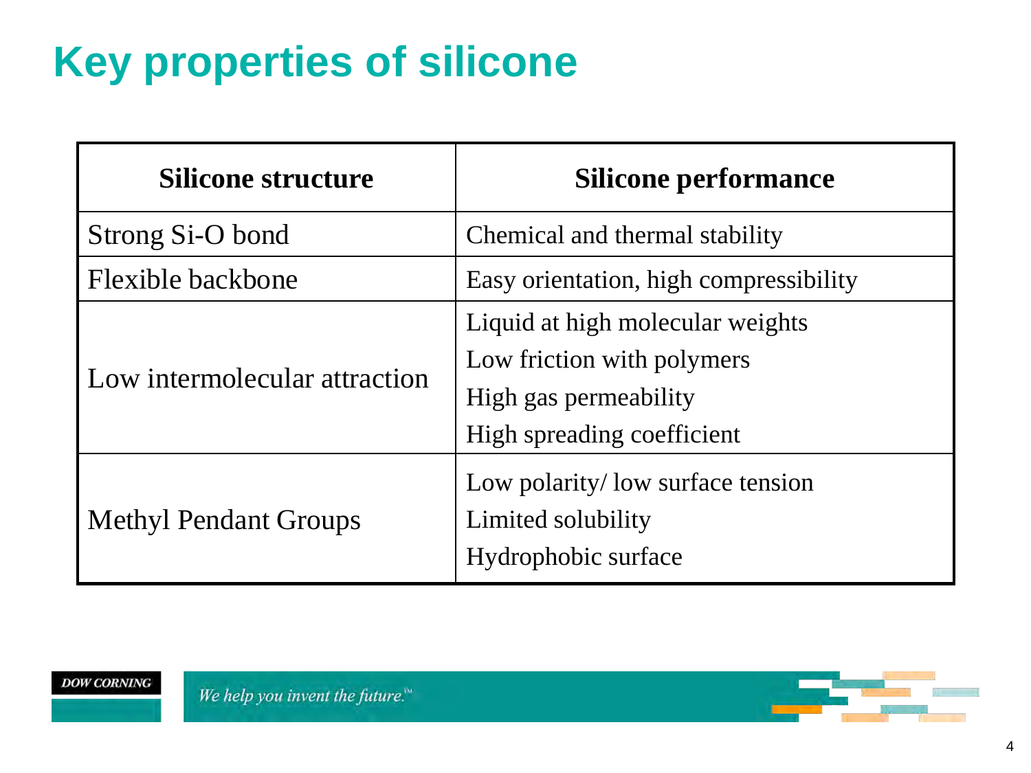# Key properties of silicone

| Silicone structure | Silicone performance |
|---|---|
| Strong Si-O bond | Chemical and thermal stability |
| Flexible backbone | Easy orientation, high compressibility |
| Low intermolecular attraction | Liquid at high molecular weights<br>Low friction with polymers<br>High gas permeability<br>High spreading coefficient |
| Methyl Pendant Groups | Low polarity/ low surface tension<br>Limited solubility<br>Hydrophobic surface |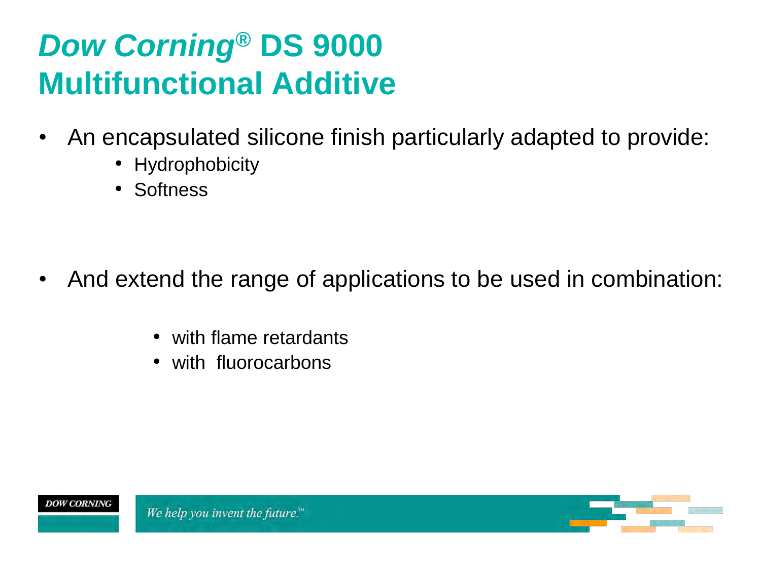# *Dow Corning*® DS 9000 Multifunctional Additive

- An encapsulated silicone finish particularly adapted to provide:
  - Hydrophobicity
  - Softness

- And extend the range of applications to be used in combination:
  - with flame retardants
  - with fluorocarbons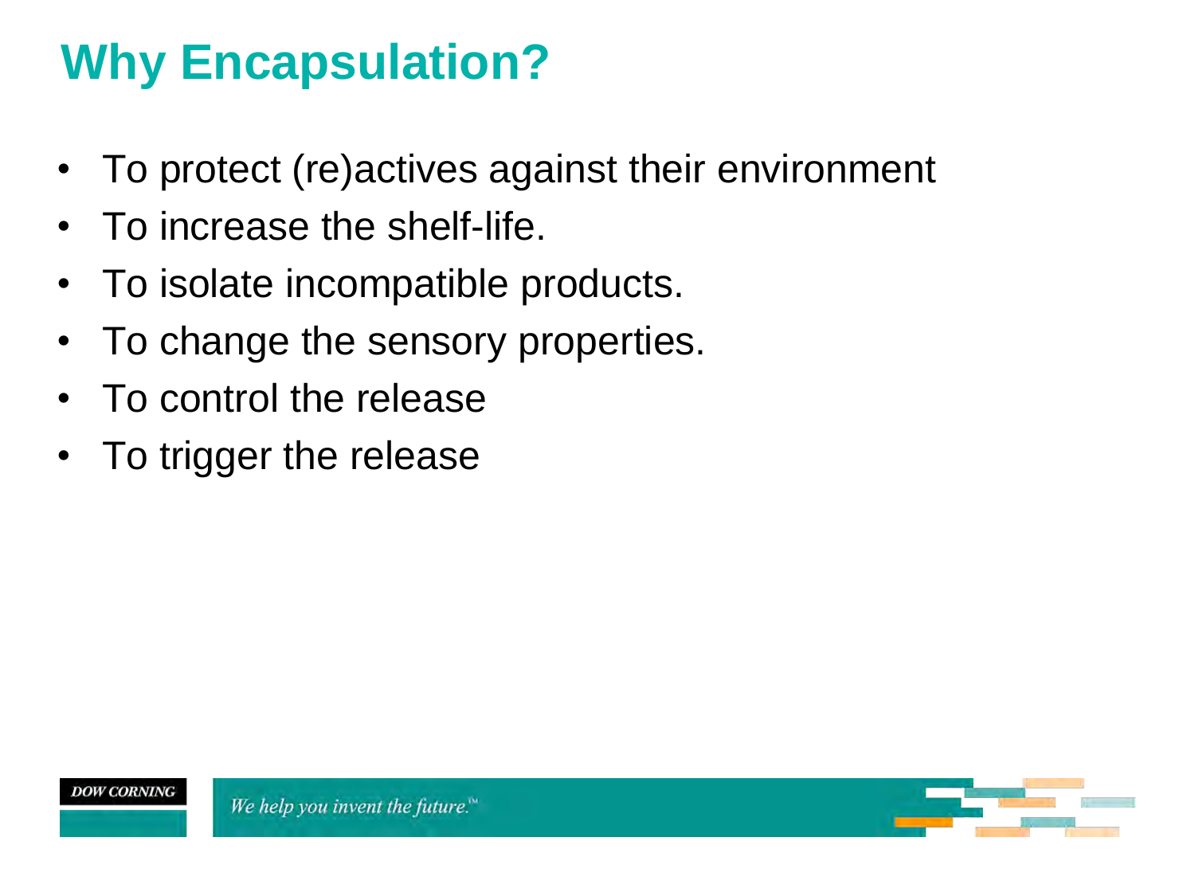# Why Encapsulation?

- To protect (re)actives against their environment
- To increase the shelf-life.
- To isolate incompatible products.
- To change the sensory properties.
- To control the release
- To trigger the release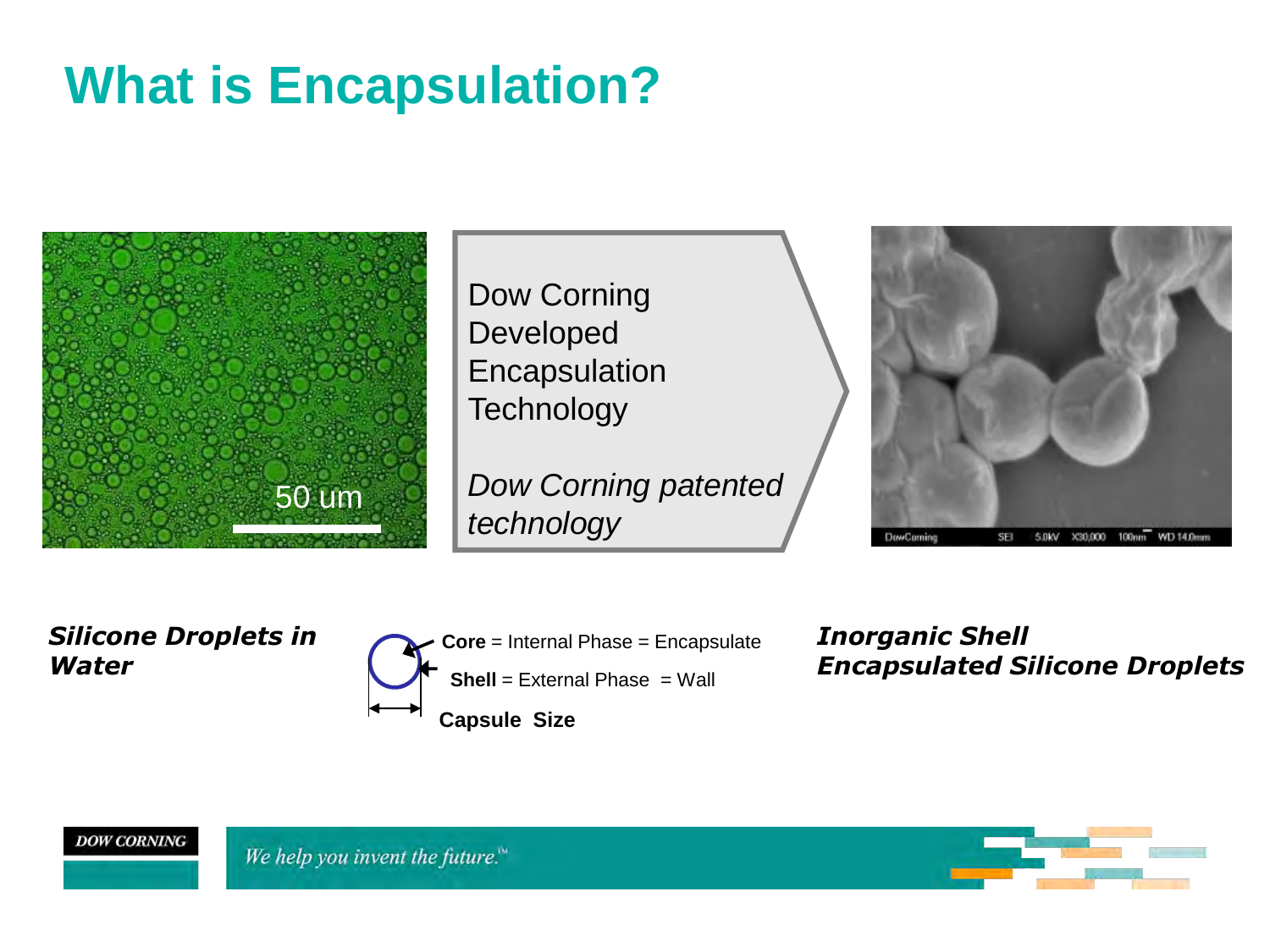# What is Encapsulation?

50 um

Dow Corning Developed Encapsulation Technology

*Dow Corning patented technology*

***Silicone Droplets in Water***

**Core** = Internal Phase = Encapsulate

**Shell** = External Phase = Wall

**Capsule Size**

***Inorganic Shell Encapsulated Silicone Droplets***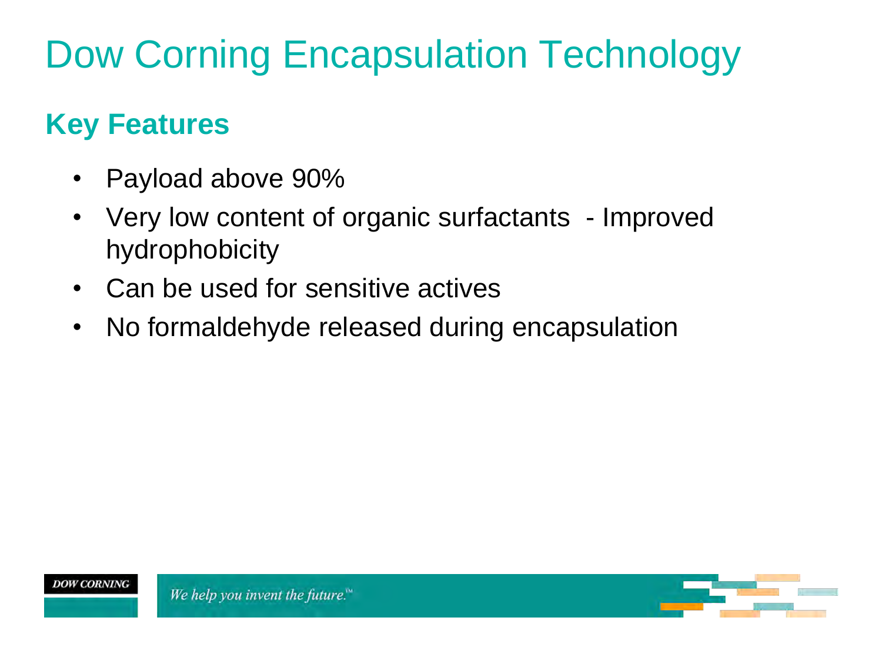# Dow Corning Encapsulation Technology

## Key Features

- Payload above 90%
- Very low content of organic surfactants - Improved hydrophobicity
- Can be used for sensitive actives
- No formaldehyde released during encapsulation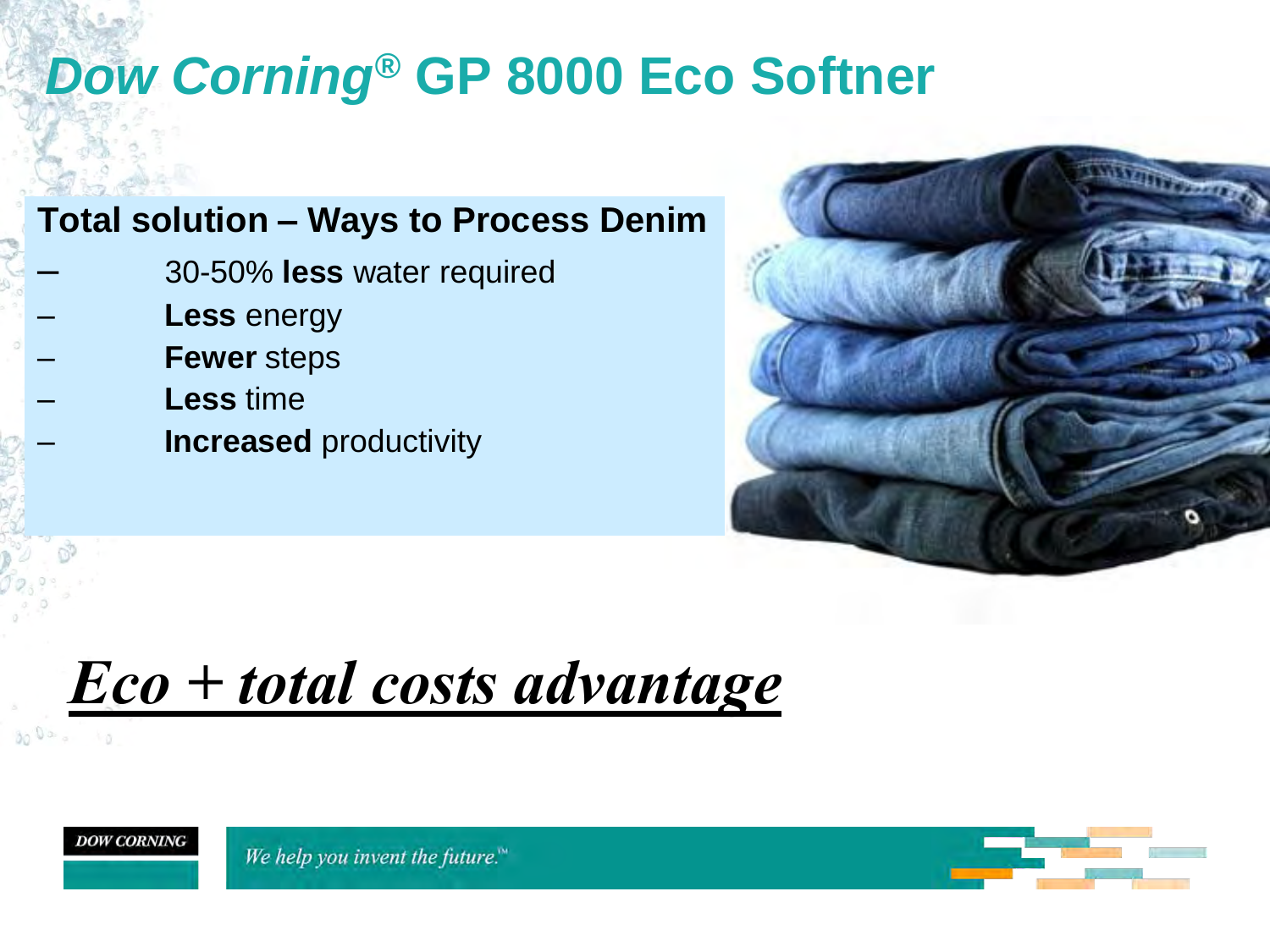# *Dow Corning*® GP 8000 Eco Softner

**Total solution – Ways to Process Denim**

- 30-50% **less** water required
- **Less** energy
- **Fewer** steps
- **Less** time
- **Increased** productivity

***Eco + total costs advantage***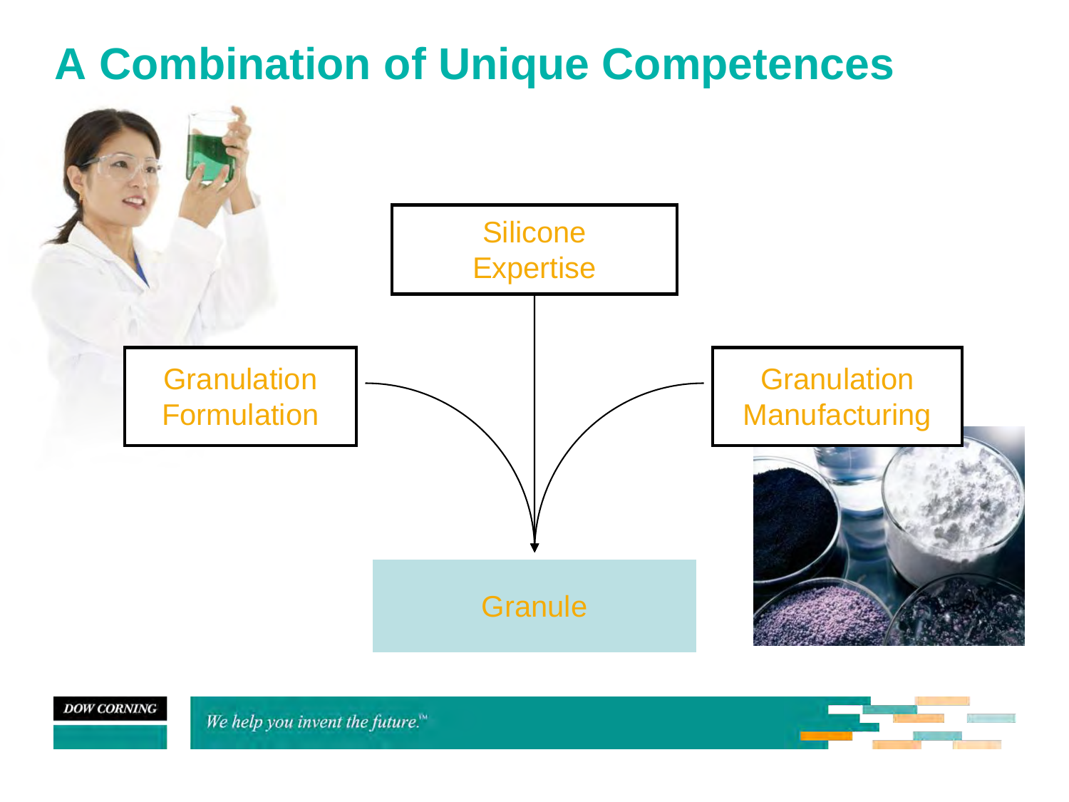# A Combination of Unique Competences

Silicone Expertise

Granulation Formulation

Granulation Manufacturing

Granule

DOW CORNING

*We help you invent the future.™*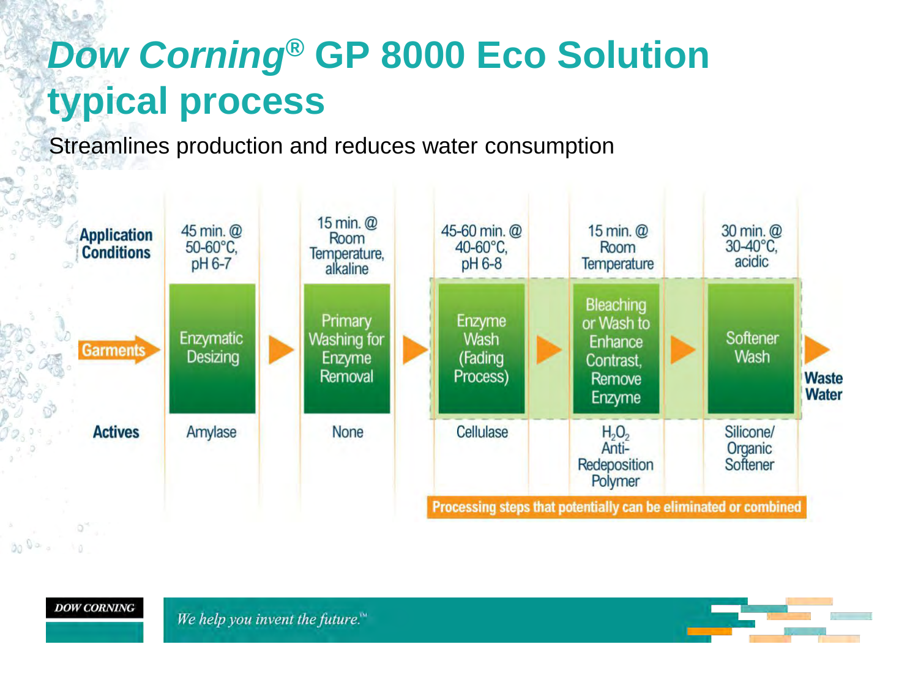# *Dow Corning®* GP 8000 Eco Solution typical process

Streamlines production and reduces water consumption

| | Enzymatic Desizing | Primary Washing for Enzyme Removal | Enzyme Wash (Fading Process) | Bleaching or Wash to Enhance Contrast, Remove Enzyme | Softener Wash |
|---|---|---|---|---|---|
| **Application Conditions** | 45 min. @ 50-60°C, pH 6-7 | 15 min. @ Room Temperature, alkaline | 45-60 min. @ 40-60°C, pH 6-8 | 15 min. @ Room Temperature | 30 min. @ 30-40°C, acidic |
| **Actives** | Amylase | None | Cellulase | $H_2O_2$ Anti-Redeposition Polymer | Silicone/ Organic Softener |

**Garments** → Enzymatic Desizing → Primary Washing for Enzyme Removal → Enzyme Wash (Fading Process) → Bleaching or Wash to Enhance Contrast, Remove Enzyme → Softener Wash → **Waste Water**

**Processing steps that potentially can be eliminated or combined** (Enzyme Wash, Bleaching or Wash, Softener Wash)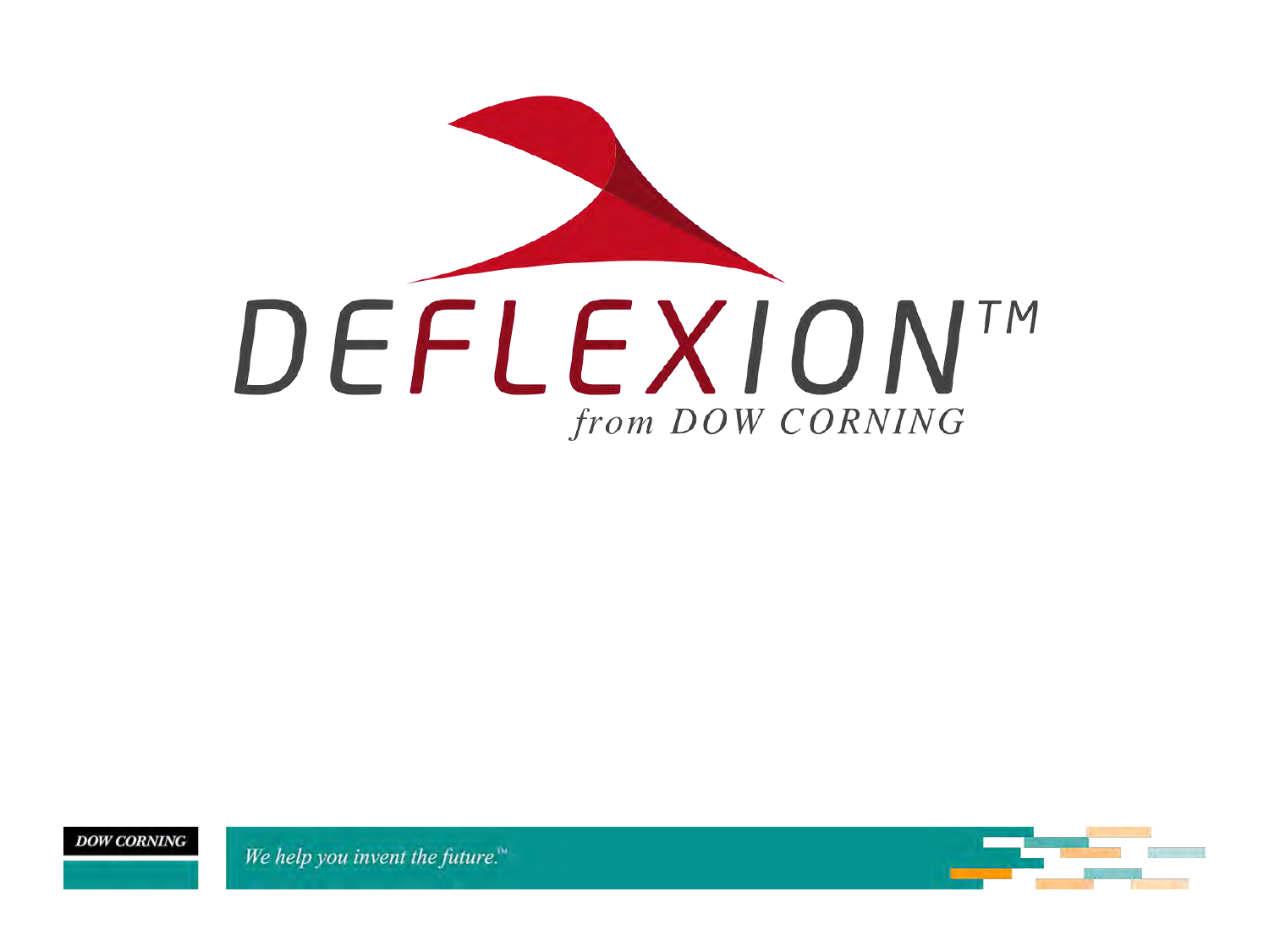# DEFLEXION™

*from DOW CORNING*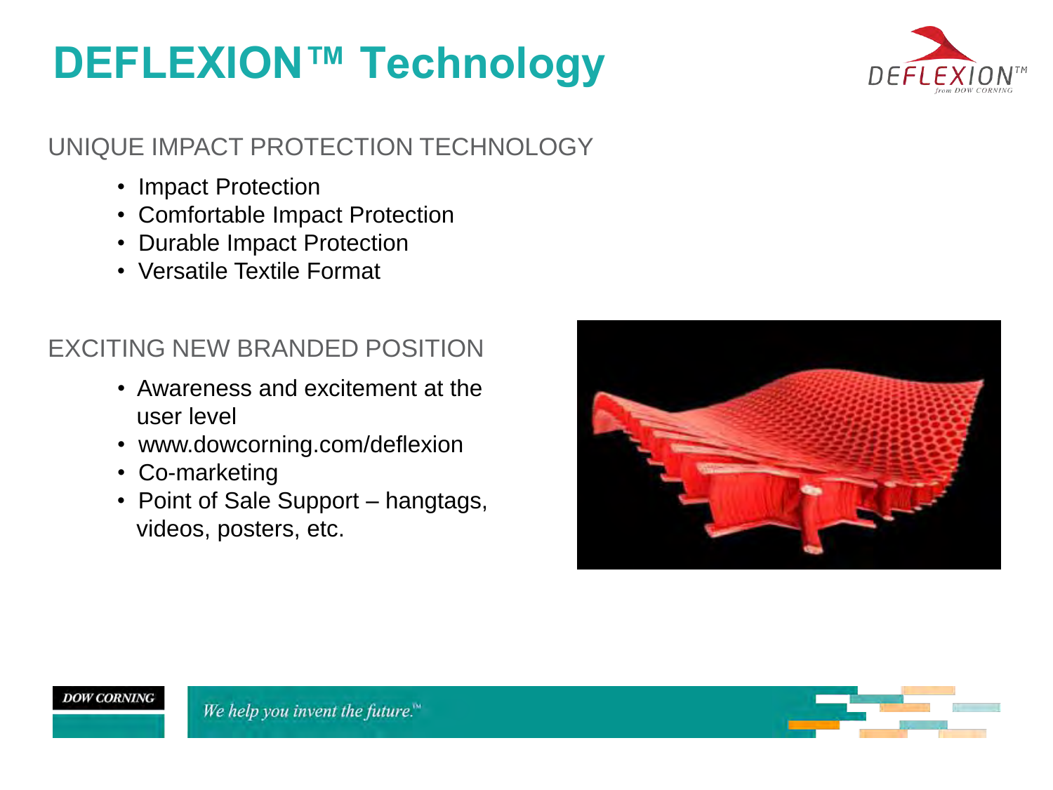# DEFLEXION™ Technology

## UNIQUE IMPACT PROTECTION TECHNOLOGY

- Impact Protection
- Comfortable Impact Protection
- Durable Impact Protection
- Versatile Textile Format

## EXCITING NEW BRANDED POSITION

- Awareness and excitement at the user level
- www.dowcorning.com/deflexion
- Co-marketing
- Point of Sale Support – hangtags, videos, posters, etc.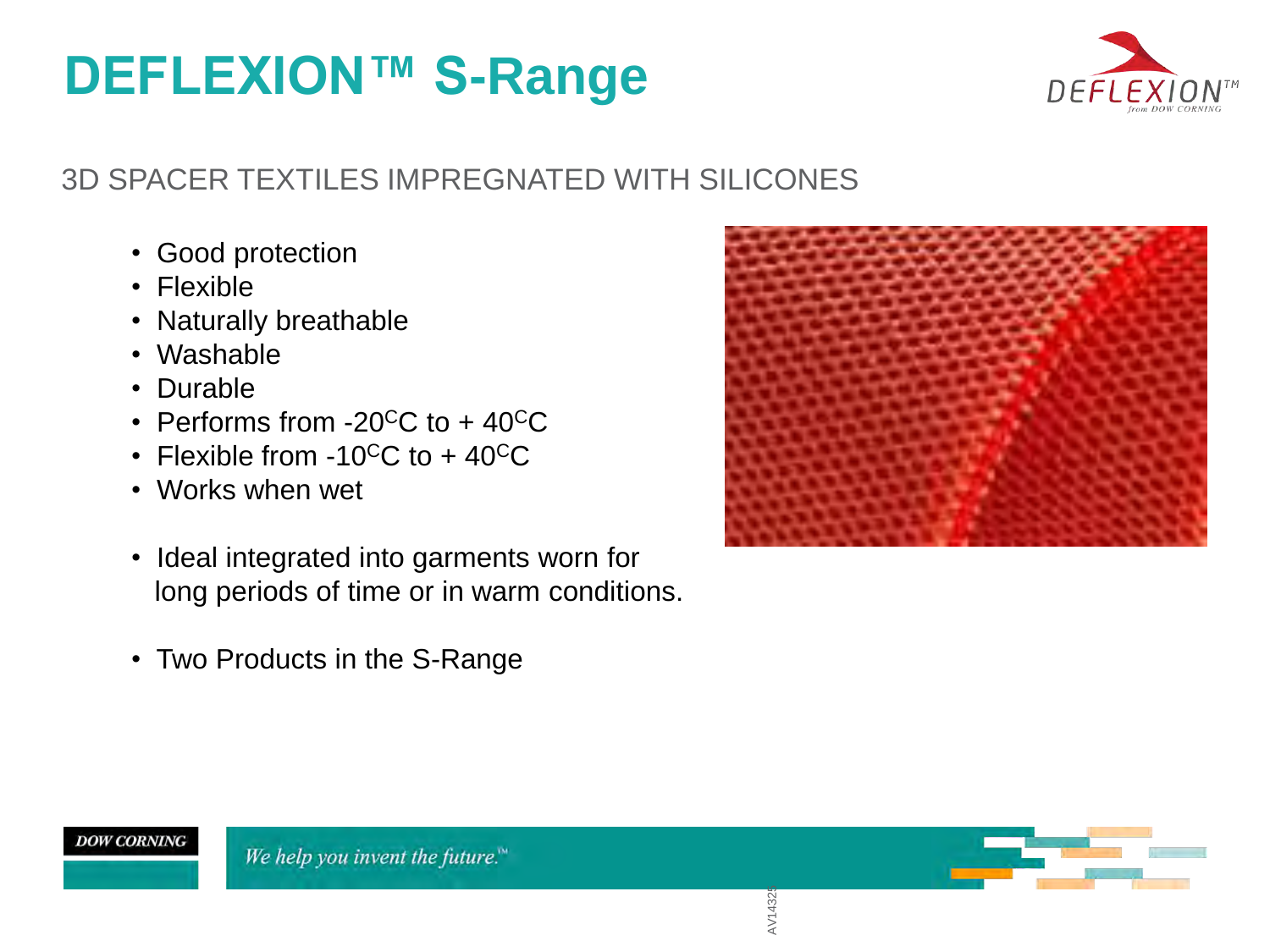# DEFLEXION™ S-Range

3D SPACER TEXTILES IMPREGNATED WITH SILICONES

- Good protection
- Flexible
- Naturally breathable
- Washable
- Durable
- Performs from -20$^{C}$C to + 40$^{C}$C
- Flexible from -10$^{C}$C to + 40$^{C}$C
- Works when wet

- Ideal integrated into garments worn for long periods of time or in warm conditions.

- Two Products in the S-Range

AV14325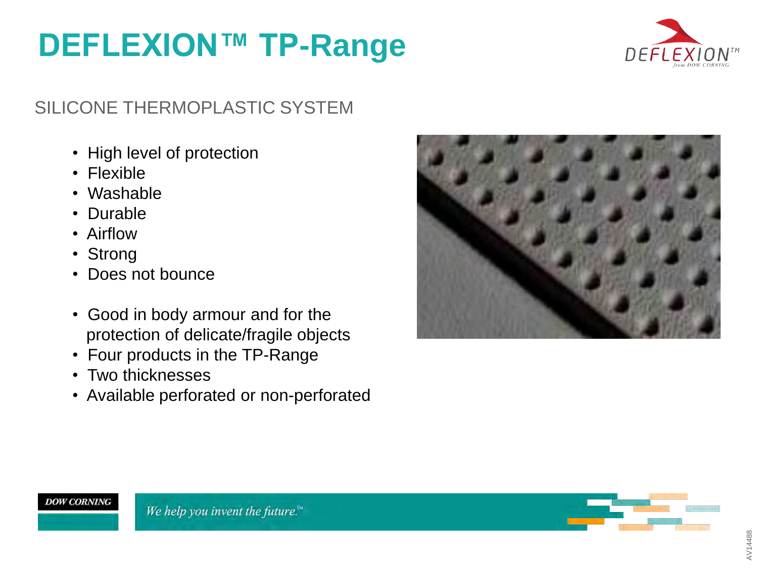# DEFLEXION™ TP-Range

SILICONE THERMOPLASTIC SYSTEM

- High level of protection
- Flexible
- Washable
- Durable
- Airflow
- Strong
- Does not bounce

- Good in body armour and for the protection of delicate/fragile objects
- Four products in the TP-Range
- Two thicknesses
- Available perforated or non-perforated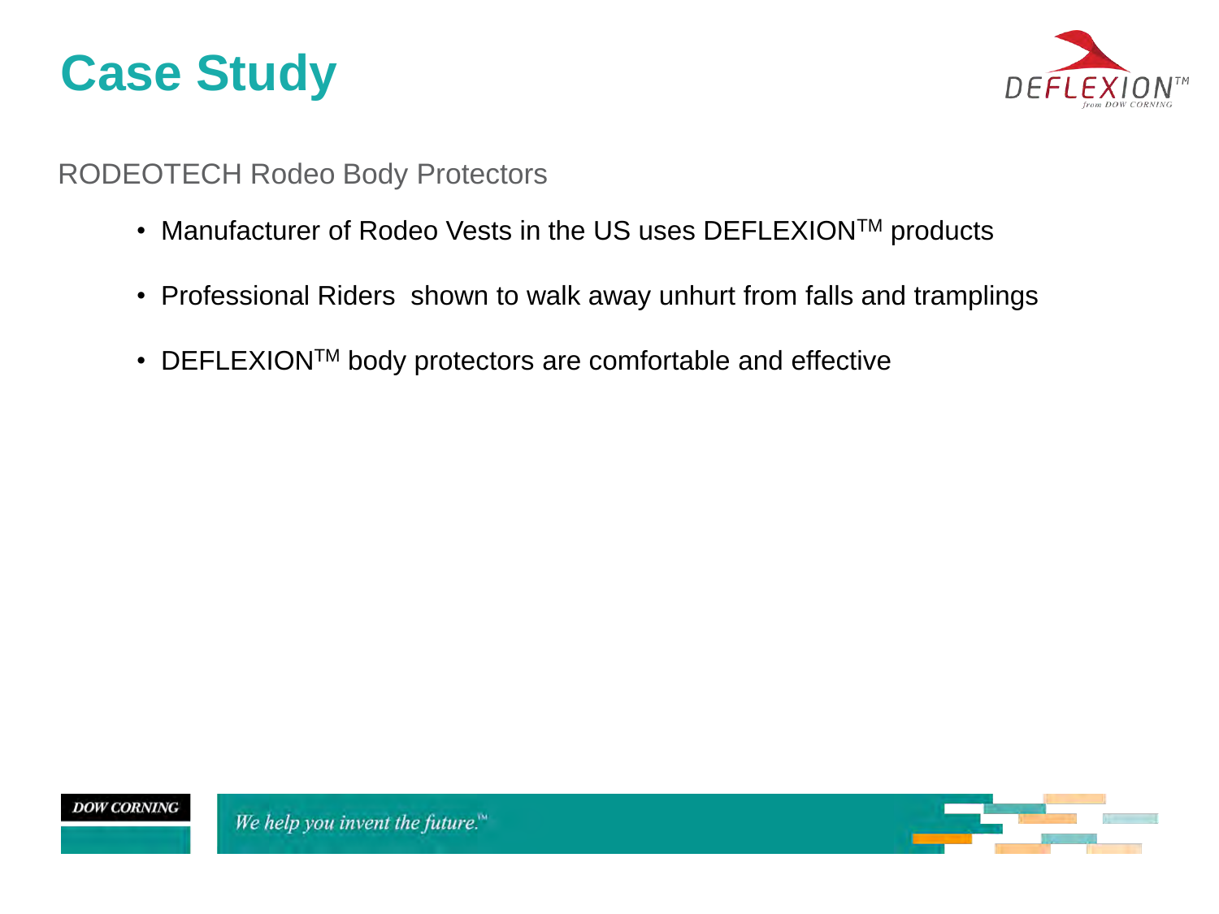# Case Study

RODEOTECH Rodeo Body Protectors

- Manufacturer of Rodeo Vests in the US uses DEFLEXION™ products
- Professional Riders shown to walk away unhurt from falls and tramplings
- DEFLEXION™ body protectors are comfortable and effective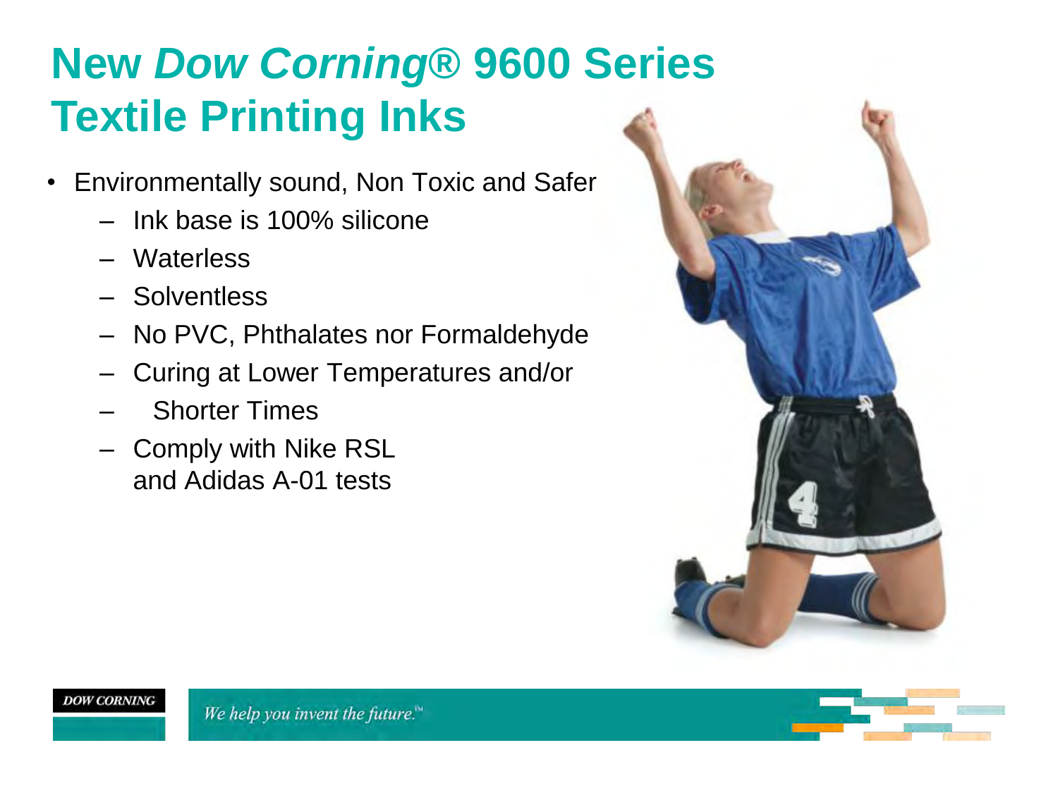# New *Dow Corning*® 9600 Series Textile Printing Inks

- Environmentally sound, Non Toxic and Safer
  - Ink base is 100% silicone
  - Waterless
  - Solventless
  - No PVC, Phthalates nor Formaldehyde
  - Curing at Lower Temperatures and/or
  - Shorter Times
  - Comply with Nike RSL and Adidas A-01 tests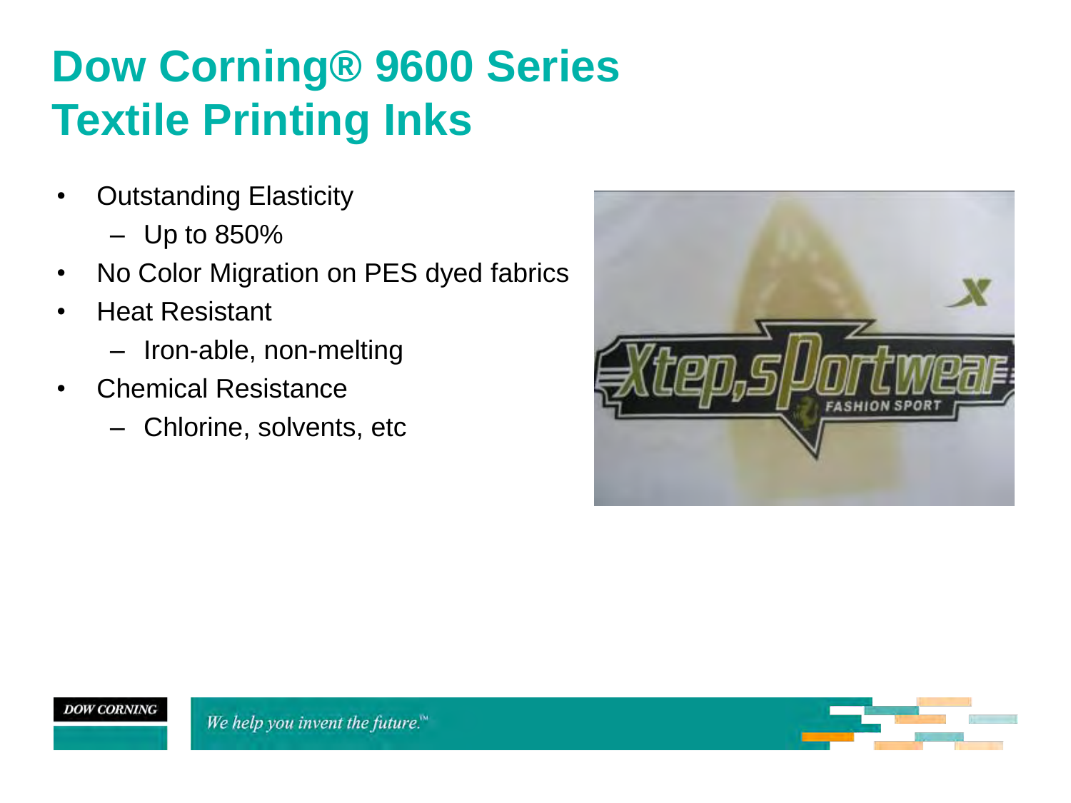# Dow Corning® 9600 Series Textile Printing Inks

- Outstanding Elasticity
  - Up to 850%
- No Color Migration on PES dyed fabrics
- Heat Resistant
  - Iron-able, non-melting
- Chemical Resistance
  - Chlorine, solvents, etc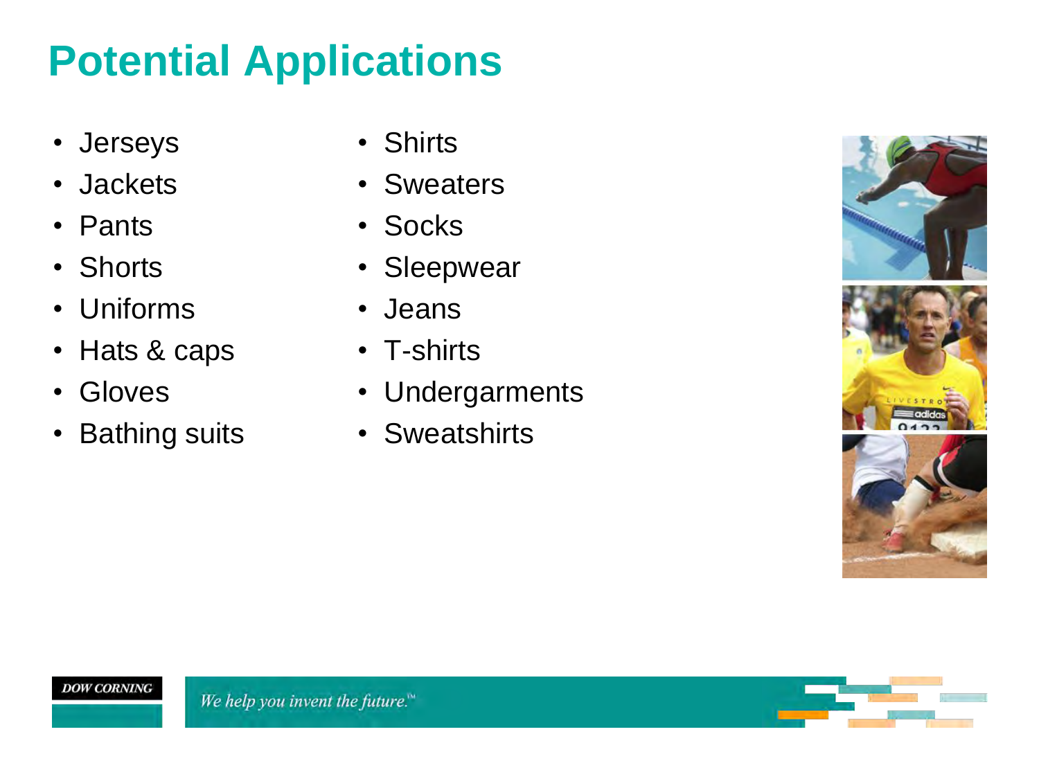# Potential Applications

- Jerseys
- Jackets
- Pants
- Shorts
- Uniforms
- Hats & caps
- Gloves
- Bathing suits
- Shirts
- Sweaters
- Socks
- Sleepwear
- Jeans
- T-shirts
- Undergarments
- Sweatshirts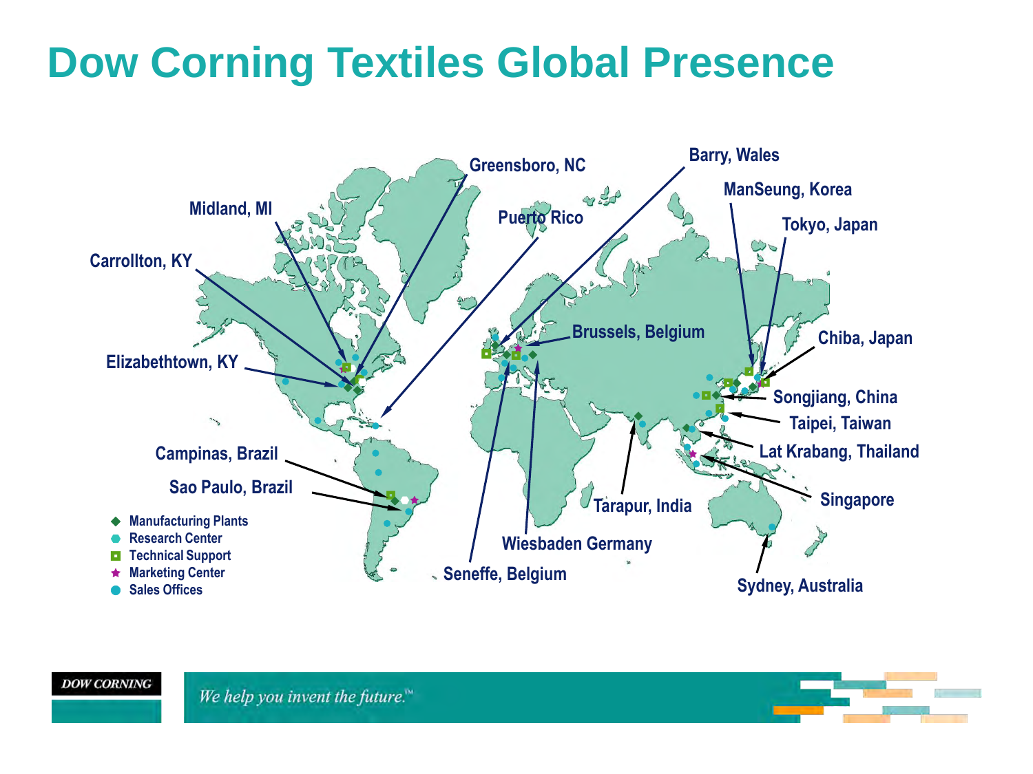# Dow Corning Textiles Global Presence

Greensboro, NC

Midland, MI

Carrollton, KY

Elizabethtown, KY

Puerto Rico

Barry, Wales

ManSeung, Korea

Tokyo, Japan

Brussels, Belgium

Chiba, Japan

Songjiang, China

Taipei, Taiwan

Lat Krabang, Thailand

Singapore

Tarapur, India

Campinas, Brazil

Sao Paulo, Brazil

Wiesbaden Germany

Seneffe, Belgium

Sydney, Australia

◆ Manufacturing Plants
⬢ Research Center
◘ Technical Support
★ Marketing Center
● Sales Offices

DOW CORNING

*We help you invent the future.*™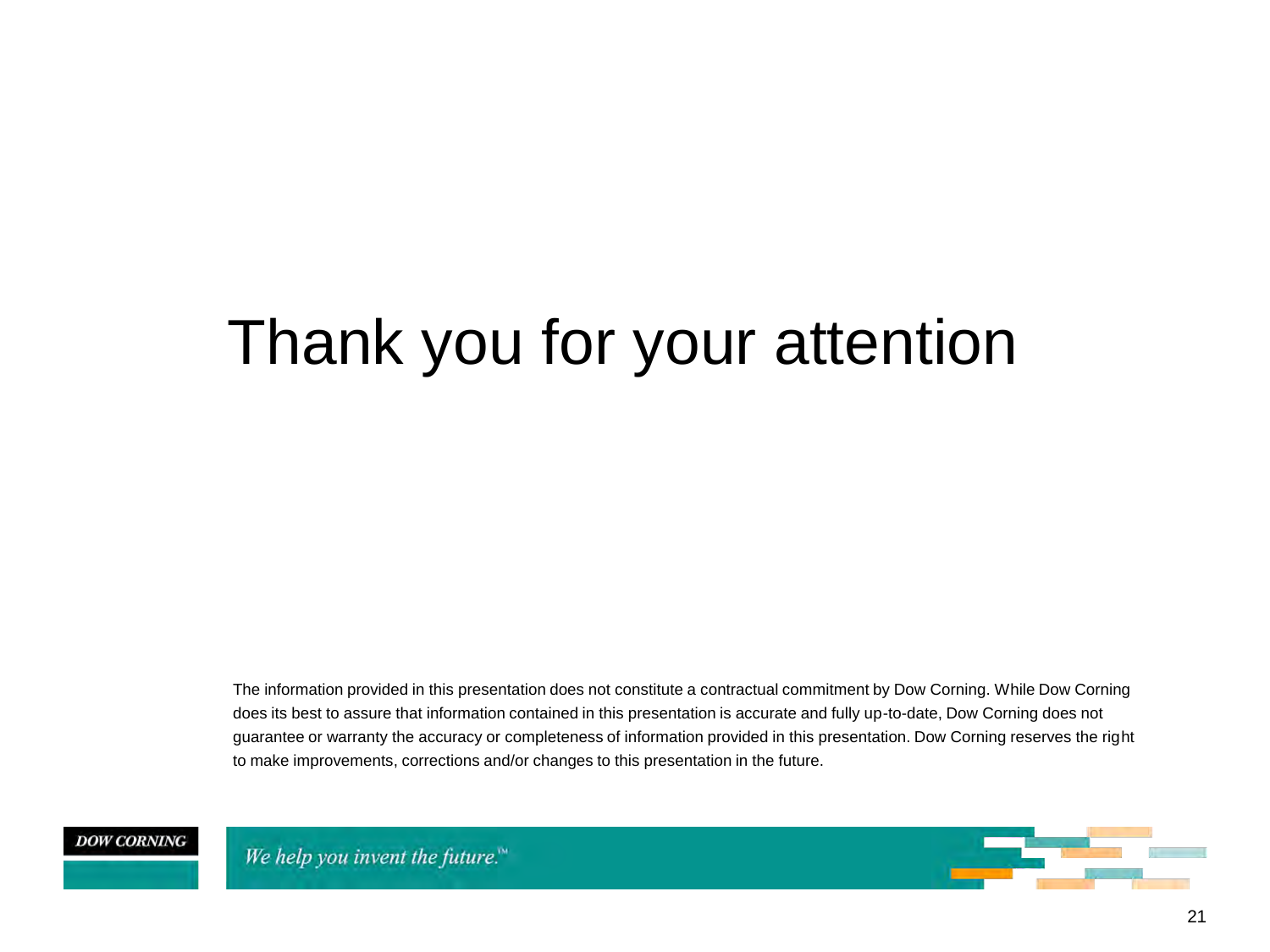# Thank you for your attention

The information provided in this presentation does not constitute a contractual commitment by Dow Corning. While Dow Corning does its best to assure that information contained in this presentation is accurate and fully up-to-date, Dow Corning does not guarantee or warranty the accuracy or completeness of information provided in this presentation. Dow Corning reserves the right to make improvements, corrections and/or changes to this presentation in the future.

DOW CORNING

*We help you invent the future.*™